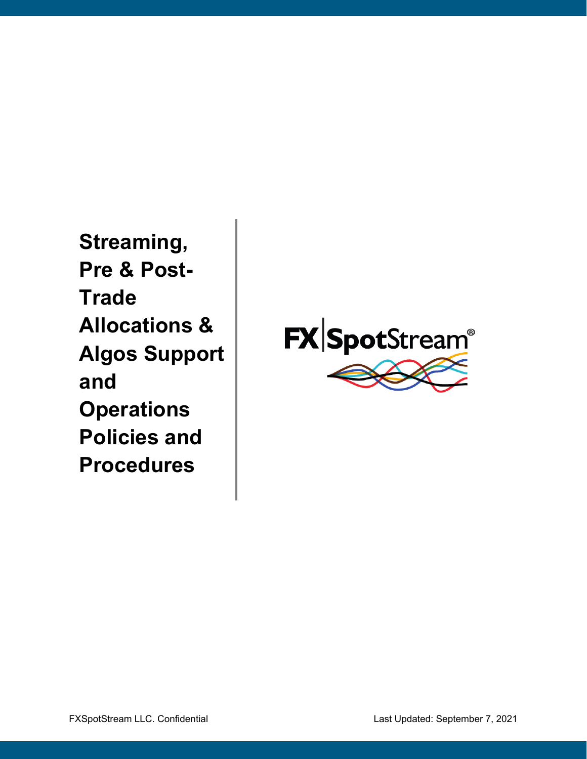# Streaming, Pre & Post-Trade Allocations & Algos Support and Operations Policies and Procedures

FXSpotStream®

FXSpotStream LLC. Confidential

Last Updated: September 7, 2021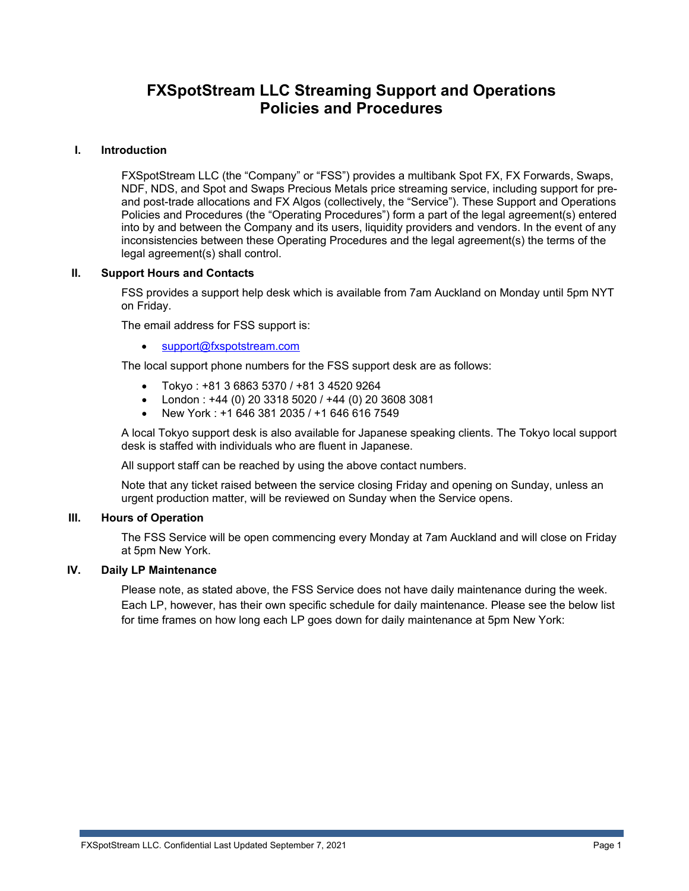# FXSpotStream LLC Streaming Support and Operations Policies and Procedures

## I. Introduction

FXSpotStream LLC (the "Company" or "FSS") provides a multibank Spot FX, FX Forwards, Swaps, NDF, NDS, and Spot and Swaps Precious Metals price streaming service, including support for pre- and post-trade allocations and FX Algos (collectively, the "Service"). These Support and Operations Policies and Procedures (the "Operating Procedures") form a part of the legal agreement(s) entered into by and between the Company and its users, liquidity providers and vendors. In the event of any inconsistencies between these Operating Procedures and the legal agreement(s) the terms of the legal agreement(s) shall control.

## II. Support Hours and Contacts

FSS provides a support help desk which is available from 7am Auckland on Monday until 5pm NYT on Friday.

The email address for FSS support is:

- support@fxspotstream.com

The local support phone numbers for the FSS support desk are as follows:

- Tokyo : +81 3 6863 5370 / +81 3 4520 9264
- London : +44 (0) 20 3318 5020 / +44 (0) 20 3608 3081
- New York : +1 646 381 2035 / +1 646 616 7549

A local Tokyo support desk is also available for Japanese speaking clients. The Tokyo local support desk is staffed with individuals who are fluent in Japanese.

All support staff can be reached by using the above contact numbers.

Note that any ticket raised between the service closing Friday and opening on Sunday, unless an urgent production matter, will be reviewed on Sunday when the Service opens.

## III. Hours of Operation

The FSS Service will be open commencing every Monday at 7am Auckland and will close on Friday at 5pm New York.

## IV. Daily LP Maintenance

Please note, as stated above, the FSS Service does not have daily maintenance during the week. Each LP, however, has their own specific schedule for daily maintenance. Please see the below list for time frames on how long each LP goes down for daily maintenance at 5pm New York: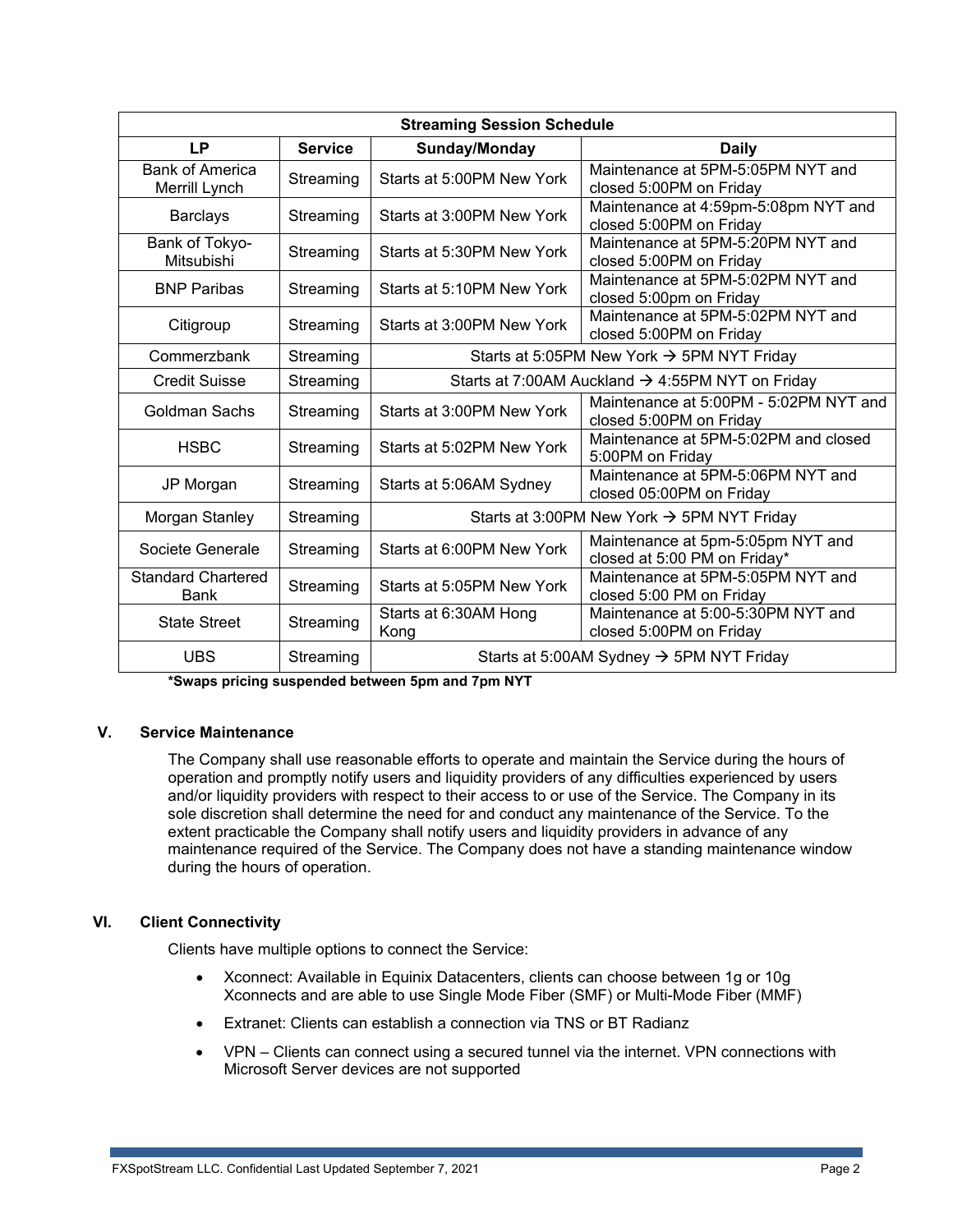| Streaming Session Schedule | | | |
|---|---|---|---|
| **LP** | **Service** | **Sunday/Monday** | **Daily** |
| Bank of America Merrill Lynch | Streaming | Starts at 5:00PM New York | Maintenance at 5PM-5:05PM NYT and closed 5:00PM on Friday |
| Barclays | Streaming | Starts at 3:00PM New York | Maintenance at 4:59pm-5:08pm NYT and closed 5:00PM on Friday |
| Bank of Tokyo-Mitsubishi | Streaming | Starts at 5:30PM New York | Maintenance at 5PM-5:20PM NYT and closed 5:00PM on Friday |
| BNP Paribas | Streaming | Starts at 5:10PM New York | Maintenance at 5PM-5:02PM NYT and closed 5:00pm on Friday |
| Citigroup | Streaming | Starts at 3:00PM New York | Maintenance at 5PM-5:02PM NYT and closed 5:00PM on Friday |
| Commerzbank | Streaming | Starts at 5:05PM New York → 5PM NYT Friday | |
| Credit Suisse | Streaming | Starts at 7:00AM Auckland → 4:55PM NYT on Friday | |
| Goldman Sachs | Streaming | Starts at 3:00PM New York | Maintenance at 5:00PM - 5:02PM NYT and closed 5:00PM on Friday |
| HSBC | Streaming | Starts at 5:02PM New York | Maintenance at 5PM-5:02PM and closed 5:00PM on Friday |
| JP Morgan | Streaming | Starts at 5:06AM Sydney | Maintenance at 5PM-5:06PM NYT and closed 05:00PM on Friday |
| Morgan Stanley | Streaming | Starts at 3:00PM New York → 5PM NYT Friday | |
| Societe Generale | Streaming | Starts at 6:00PM New York | Maintenance at 5pm-5:05pm NYT and closed at 5:00 PM on Friday* |
| Standard Chartered Bank | Streaming | Starts at 5:05PM New York | Maintenance at 5PM-5:05PM NYT and closed 5:00 PM on Friday |
| State Street | Streaming | Starts at 6:30AM Hong Kong | Maintenance at 5:00-5:30PM NYT and closed 5:00PM on Friday |
| UBS | Streaming | Starts at 5:00AM Sydney → 5PM NYT Friday | |

**\*Swaps pricing suspended between 5pm and 7pm NYT**

## V. Service Maintenance

The Company shall use reasonable efforts to operate and maintain the Service during the hours of operation and promptly notify users and liquidity providers of any difficulties experienced by users and/or liquidity providers with respect to their access to or use of the Service. The Company in its sole discretion shall determine the need for and conduct any maintenance of the Service. To the extent practicable the Company shall notify users and liquidity providers in advance of any maintenance required of the Service. The Company does not have a standing maintenance window during the hours of operation.

## VI. Client Connectivity

Clients have multiple options to connect the Service:

- Xconnect: Available in Equinix Datacenters, clients can choose between 1g or 10g Xconnects and are able to use Single Mode Fiber (SMF) or Multi-Mode Fiber (MMF)
- Extranet: Clients can establish a connection via TNS or BT Radianz
- VPN – Clients can connect using a secured tunnel via the internet. VPN connections with Microsoft Server devices are not supported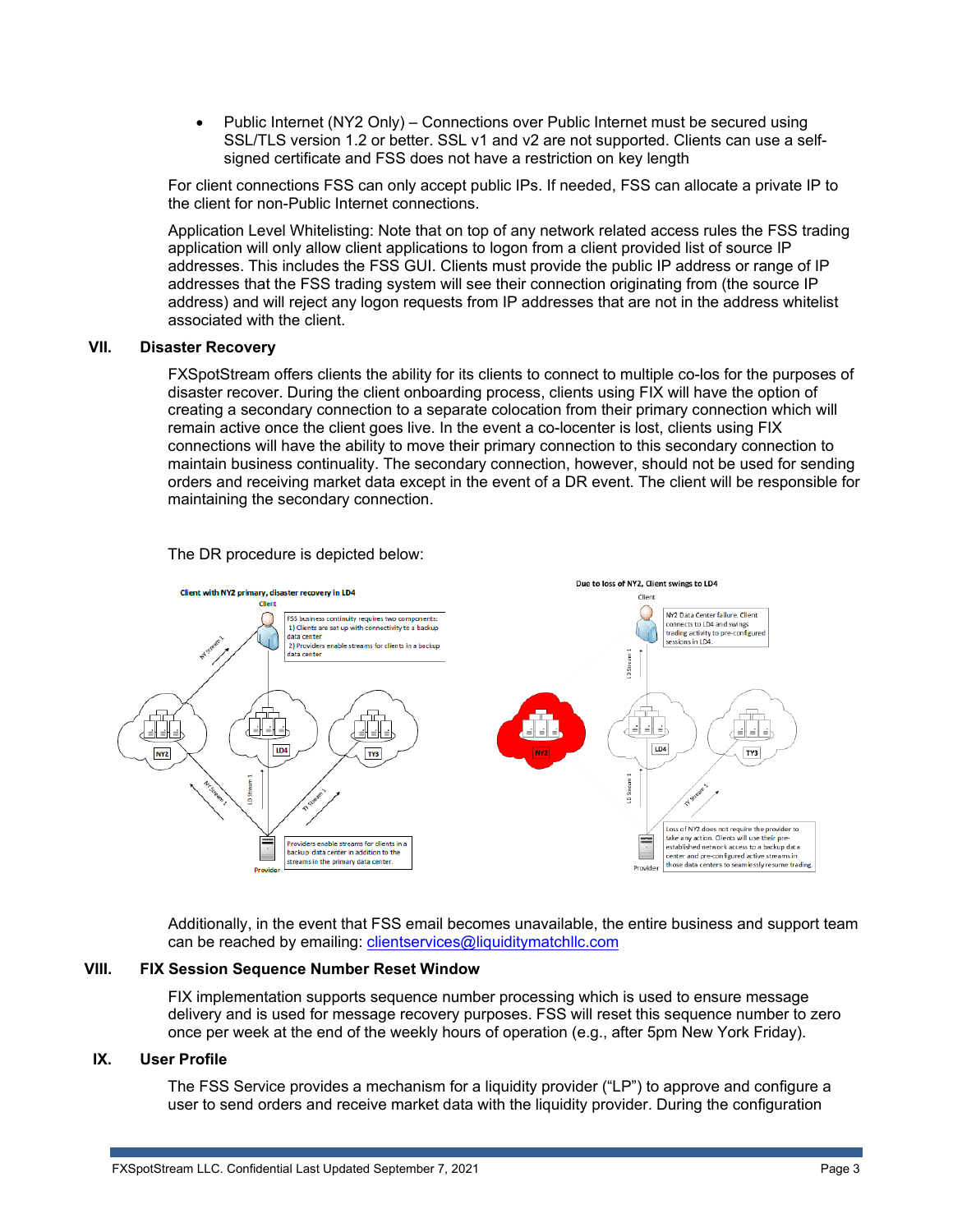- Public Internet (NY2 Only) – Connections over Public Internet must be secured using SSL/TLS version 1.2 or better. SSL v1 and v2 are not supported. Clients can use a self-signed certificate and FSS does not have a restriction on key length

For client connections FSS can only accept public IPs. If needed, FSS can allocate a private IP to the client for non-Public Internet connections.

Application Level Whitelisting: Note that on top of any network related access rules the FSS trading application will only allow client applications to logon from a client provided list of source IP addresses. This includes the FSS GUI. Clients must provide the public IP address or range of IP addresses that the FSS trading system will see their connection originating from (the source IP address) and will reject any logon requests from IP addresses that are not in the address whitelist associated with the client.

## VII. Disaster Recovery

FXSpotStream offers clients the ability for its clients to connect to multiple co-los for the purposes of disaster recover. During the client onboarding process, clients using FIX will have the option of creating a secondary connection to a separate colocation from their primary connection which will remain active once the client goes live. In the event a co-locenter is lost, clients using FIX connections will have the ability to move their primary connection to this secondary connection to maintain business continuality. The secondary connection, however, should not be used for sending orders and receiving market data except in the event of a DR event. The client will be responsible for maintaining the secondary connection.

The DR procedure is depicted below:

Additionally, in the event that FSS email becomes unavailable, the entire business and support team can be reached by emailing: clientservices@liquiditymatchllc.com

## VIII. FIX Session Sequence Number Reset Window

FIX implementation supports sequence number processing which is used to ensure message delivery and is used for message recovery purposes. FSS will reset this sequence number to zero once per week at the end of the weekly hours of operation (e.g., after 5pm New York Friday).

## IX. User Profile

The FSS Service provides a mechanism for a liquidity provider ("LP") to approve and configure a user to send orders and receive market data with the liquidity provider. During the configuration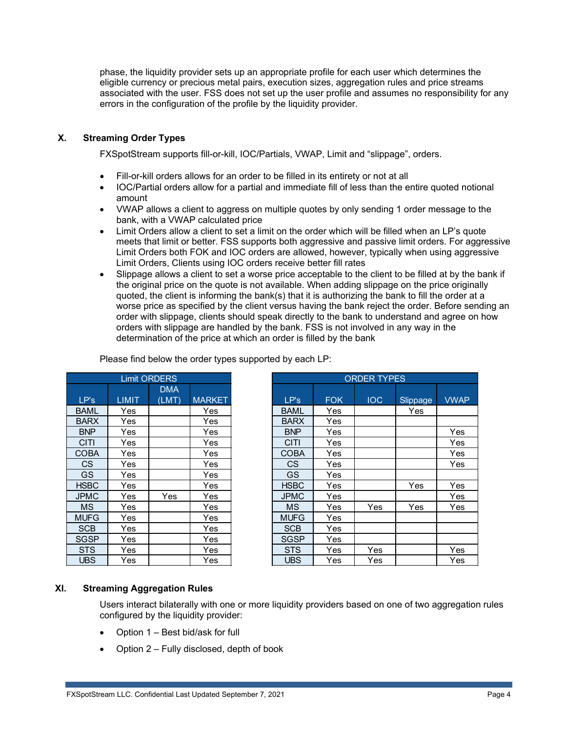phase, the liquidity provider sets up an appropriate profile for each user which determines the eligible currency or precious metal pairs, execution sizes, aggregation rules and price streams associated with the user. FSS does not set up the user profile and assumes no responsibility for any errors in the configuration of the profile by the liquidity provider.

## X. Streaming Order Types

FXSpotStream supports fill-or-kill, IOC/Partials, VWAP, Limit and "slippage", orders.

- Fill-or-kill orders allows for an order to be filled in its entirety or not at all
- IOC/Partial orders allow for a partial and immediate fill of less than the entire quoted notional amount
- VWAP allows a client to aggress on multiple quotes by only sending 1 order message to the bank, with a VWAP calculated price
- Limit Orders allow a client to set a limit on the order which will be filled when an LP's quote meets that limit or better. FSS supports both aggressive and passive limit orders. For aggressive Limit Orders both FOK and IOC orders are allowed, however, typically when using aggressive Limit Orders, Clients using IOC orders receive better fill rates
- Slippage allows a client to set a worse price acceptable to the client to be filled at by the bank if the original price on the quote is not available. When adding slippage on the price originally quoted, the client is informing the bank(s) that it is authorizing the bank to fill the order at a worse price as specified by the client versus having the bank reject the order. Before sending an order with slippage, clients should speak directly to the bank to understand and agree on how orders with slippage are handled by the bank. FSS is not involved in any way in the determination of the price at which an order is filled by the bank

Please find below the order types supported by each LP:

| Limit ORDERS | | | |
|---|---|---|---|
| LP's | LIMIT | DMA (LMT) | MARKET |
| BAML | Yes | | Yes |
| BARX | Yes | | Yes |
| BNP | Yes | | Yes |
| CITI | Yes | | Yes |
| COBA | Yes | | Yes |
| CS | Yes | | Yes |
| GS | Yes | | Yes |
| HSBC | Yes | | Yes |
| JPMC | Yes | Yes | Yes |
| MS | Yes | | Yes |
| MUFG | Yes | | Yes |
| SCB | Yes | | Yes |
| SGSP | Yes | | Yes |
| STS | Yes | | Yes |
| UBS | Yes | | Yes |

| ORDER TYPES | | | | |
|---|---|---|---|---|
| LP's | FOK | IOC | Slippage | VWAP |
| BAML | Yes | | Yes | |
| BARX | Yes | | | |
| BNP | Yes | | | Yes |
| CITI | Yes | | | Yes |
| COBA | Yes | | | Yes |
| CS | Yes | | | Yes |
| GS | Yes | | | |
| HSBC | Yes | | Yes | Yes |
| JPMC | Yes | | | Yes |
| MS | Yes | Yes | Yes | Yes |
| MUFG | Yes | | | |
| SCB | Yes | | | |
| SGSP | Yes | | | |
| STS | Yes | Yes | | Yes |
| UBS | Yes | Yes | | Yes |

## XI. Streaming Aggregation Rules

Users interact bilaterally with one or more liquidity providers based on one of two aggregation rules configured by the liquidity provider:

- Option 1 – Best bid/ask for full
- Option 2 – Fully disclosed, depth of book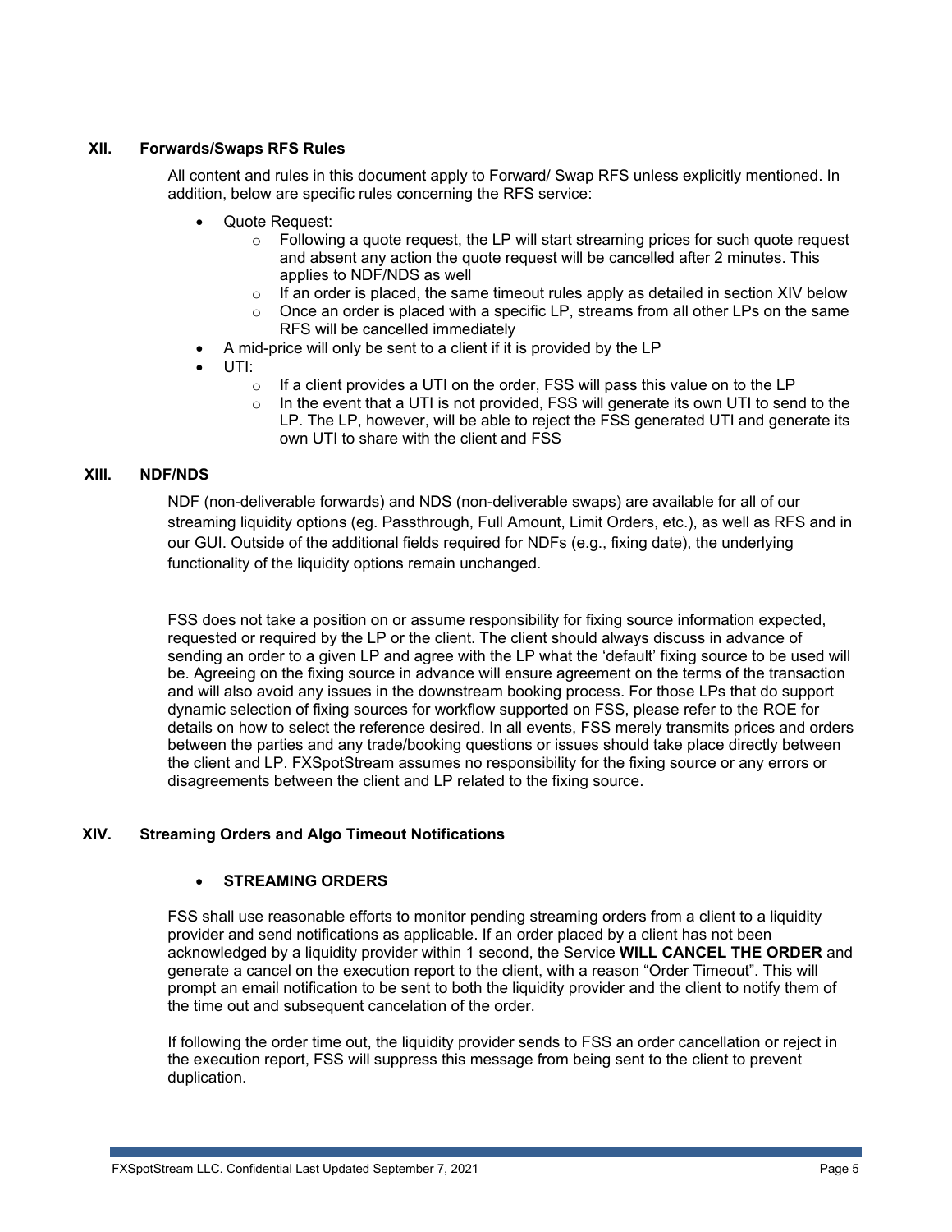## XII. Forwards/Swaps RFS Rules

All content and rules in this document apply to Forward/ Swap RFS unless explicitly mentioned. In addition, below are specific rules concerning the RFS service:

- Quote Request:
  - Following a quote request, the LP will start streaming prices for such quote request and absent any action the quote request will be cancelled after 2 minutes. This applies to NDF/NDS as well
  - If an order is placed, the same timeout rules apply as detailed in section XIV below
  - Once an order is placed with a specific LP, streams from all other LPs on the same RFS will be cancelled immediately
- A mid-price will only be sent to a client if it is provided by the LP
- UTI:
  - If a client provides a UTI on the order, FSS will pass this value on to the LP
  - In the event that a UTI is not provided, FSS will generate its own UTI to send to the LP. The LP, however, will be able to reject the FSS generated UTI and generate its own UTI to share with the client and FSS

## XIII. NDF/NDS

NDF (non-deliverable forwards) and NDS (non-deliverable swaps) are available for all of our streaming liquidity options (eg. Passthrough, Full Amount, Limit Orders, etc.), as well as RFS and in our GUI. Outside of the additional fields required for NDFs (e.g., fixing date), the underlying functionality of the liquidity options remain unchanged.

FSS does not take a position on or assume responsibility for fixing source information expected, requested or required by the LP or the client. The client should always discuss in advance of sending an order to a given LP and agree with the LP what the 'default' fixing source to be used will be. Agreeing on the fixing source in advance will ensure agreement on the terms of the transaction and will also avoid any issues in the downstream booking process. For those LPs that do support dynamic selection of fixing sources for workflow supported on FSS, please refer to the ROE for details on how to select the reference desired. In all events, FSS merely transmits prices and orders between the parties and any trade/booking questions or issues should take place directly between the client and LP. FXSpotStream assumes no responsibility for the fixing source or any errors or disagreements between the client and LP related to the fixing source.

## XIV. Streaming Orders and Algo Timeout Notifications

- **STREAMING ORDERS**

FSS shall use reasonable efforts to monitor pending streaming orders from a client to a liquidity provider and send notifications as applicable. If an order placed by a client has not been acknowledged by a liquidity provider within 1 second, the Service **WILL CANCEL THE ORDER** and generate a cancel on the execution report to the client, with a reason "Order Timeout". This will prompt an email notification to be sent to both the liquidity provider and the client to notify them of the time out and subsequent cancelation of the order.

If following the order time out, the liquidity provider sends to FSS an order cancellation or reject in the execution report, FSS will suppress this message from being sent to the client to prevent duplication.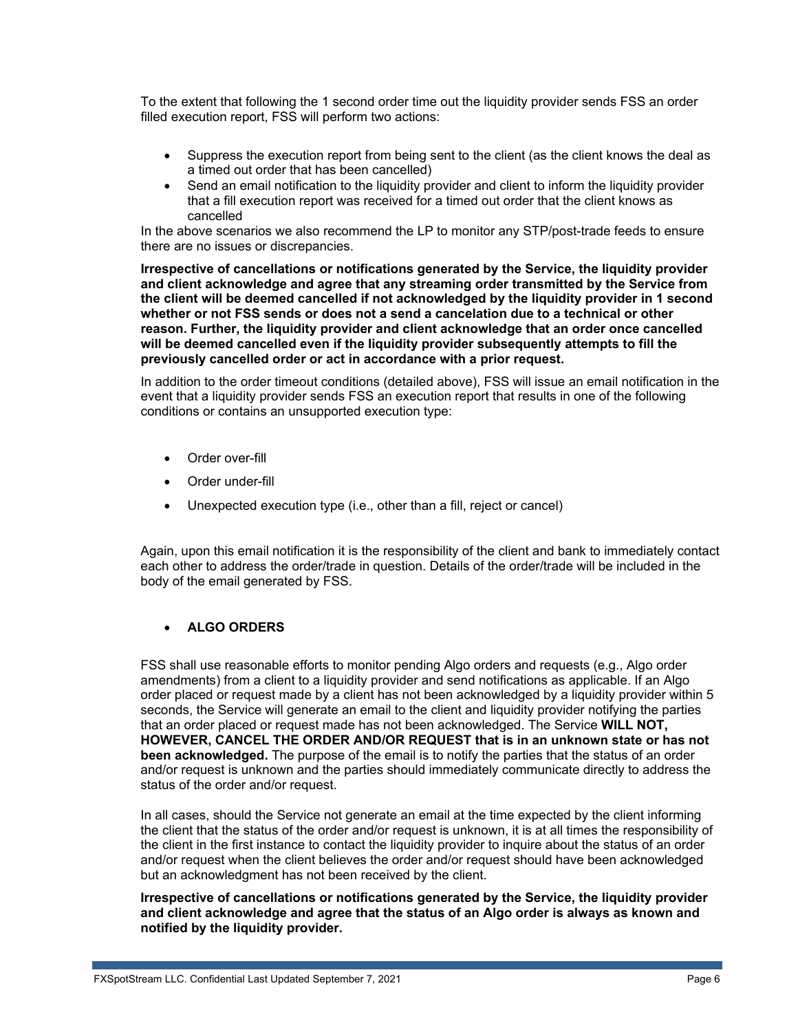To the extent that following the 1 second order time out the liquidity provider sends FSS an order filled execution report, FSS will perform two actions:

- Suppress the execution report from being sent to the client (as the client knows the deal as a timed out order that has been cancelled)
- Send an email notification to the liquidity provider and client to inform the liquidity provider that a fill execution report was received for a timed out order that the client knows as cancelled

In the above scenarios we also recommend the LP to monitor any STP/post-trade feeds to ensure there are no issues or discrepancies.

**Irrespective of cancellations or notifications generated by the Service, the liquidity provider and client acknowledge and agree that any streaming order transmitted by the Service from the client will be deemed cancelled if not acknowledged by the liquidity provider in 1 second whether or not FSS sends or does not a send a cancelation due to a technical or other reason. Further, the liquidity provider and client acknowledge that an order once cancelled will be deemed cancelled even if the liquidity provider subsequently attempts to fill the previously cancelled order or act in accordance with a prior request.**

In addition to the order timeout conditions (detailed above), FSS will issue an email notification in the event that a liquidity provider sends FSS an execution report that results in one of the following conditions or contains an unsupported execution type:

- Order over-fill
- Order under-fill
- Unexpected execution type (i.e., other than a fill, reject or cancel)

Again, upon this email notification it is the responsibility of the client and bank to immediately contact each other to address the order/trade in question. Details of the order/trade will be included in the body of the email generated by FSS.

- **ALGO ORDERS**

FSS shall use reasonable efforts to monitor pending Algo orders and requests (e.g., Algo order amendments) from a client to a liquidity provider and send notifications as applicable. If an Algo order placed or request made by a client has not been acknowledged by a liquidity provider within 5 seconds, the Service will generate an email to the client and liquidity provider notifying the parties that an order placed or request made has not been acknowledged. The Service **WILL NOT, HOWEVER, CANCEL THE ORDER AND/OR REQUEST that is in an unknown state or has not been acknowledged.** The purpose of the email is to notify the parties that the status of an order and/or request is unknown and the parties should immediately communicate directly to address the status of the order and/or request.

In all cases, should the Service not generate an email at the time expected by the client informing the client that the status of the order and/or request is unknown, it is at all times the responsibility of the client in the first instance to contact the liquidity provider to inquire about the status of an order and/or request when the client believes the order and/or request should have been acknowledged but an acknowledgment has not been received by the client.

**Irrespective of cancellations or notifications generated by the Service, the liquidity provider and client acknowledge and agree that the status of an Algo order is always as known and notified by the liquidity provider.**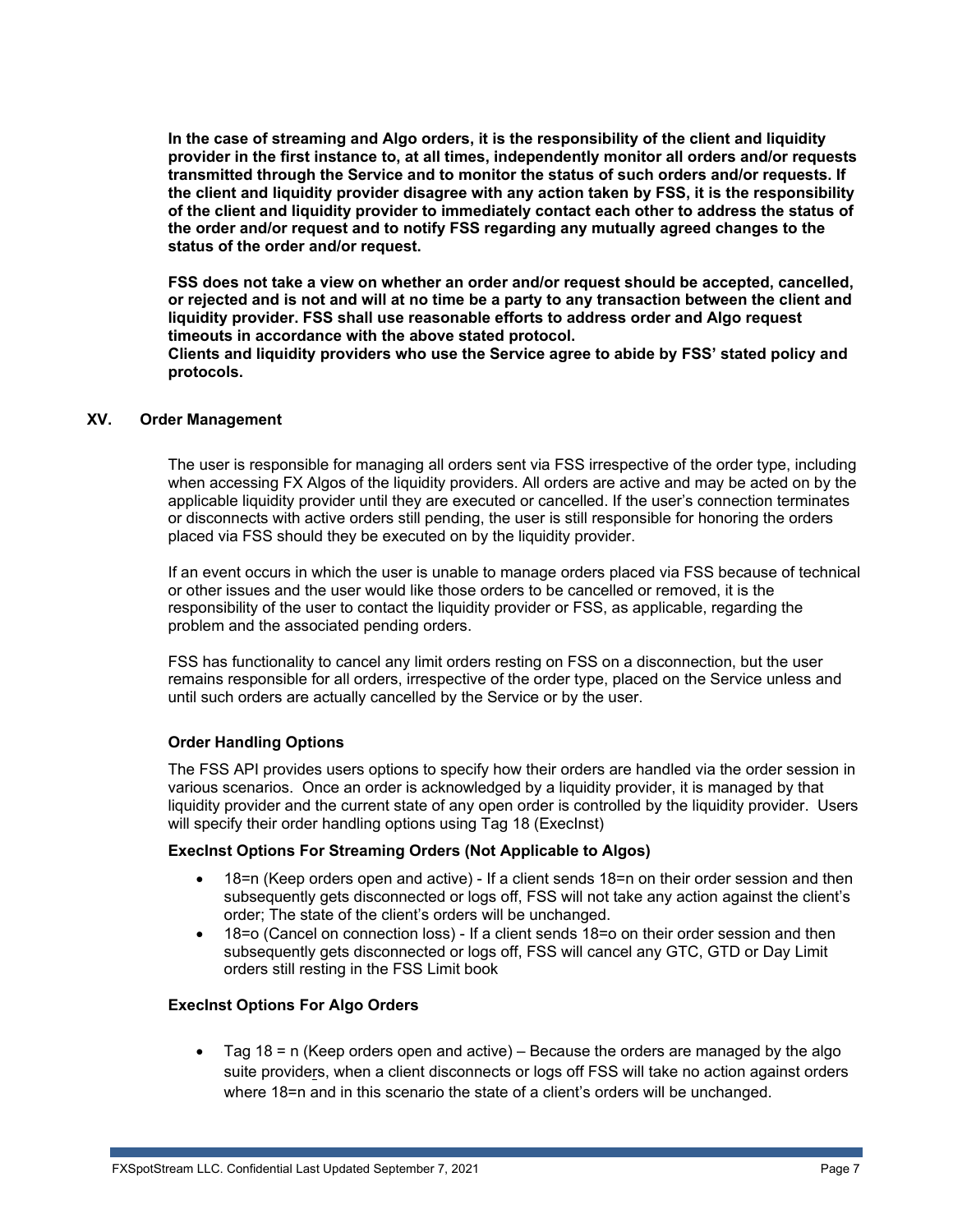**In the case of streaming and Algo orders, it is the responsibility of the client and liquidity provider in the first instance to, at all times, independently monitor all orders and/or requests transmitted through the Service and to monitor the status of such orders and/or requests. If the client and liquidity provider disagree with any action taken by FSS, it is the responsibility of the client and liquidity provider to immediately contact each other to address the status of the order and/or request and to notify FSS regarding any mutually agreed changes to the status of the order and/or request.**

**FSS does not take a view on whether an order and/or request should be accepted, cancelled, or rejected and is not and will at no time be a party to any transaction between the client and liquidity provider. FSS shall use reasonable efforts to address order and Algo request timeouts in accordance with the above stated protocol.**
**Clients and liquidity providers who use the Service agree to abide by FSS' stated policy and protocols.**

## XV. Order Management

The user is responsible for managing all orders sent via FSS irrespective of the order type, including when accessing FX Algos of the liquidity providers. All orders are active and may be acted on by the applicable liquidity provider until they are executed or cancelled. If the user's connection terminates or disconnects with active orders still pending, the user is still responsible for honoring the orders placed via FSS should they be executed on by the liquidity provider.

If an event occurs in which the user is unable to manage orders placed via FSS because of technical or other issues and the user would like those orders to be cancelled or removed, it is the responsibility of the user to contact the liquidity provider or FSS, as applicable, regarding the problem and the associated pending orders.

FSS has functionality to cancel any limit orders resting on FSS on a disconnection, but the user remains responsible for all orders, irrespective of the order type, placed on the Service unless and until such orders are actually cancelled by the Service or by the user.

### Order Handling Options

The FSS API provides users options to specify how their orders are handled via the order session in various scenarios. Once an order is acknowledged by a liquidity provider, it is managed by that liquidity provider and the current state of any open order is controlled by the liquidity provider. Users will specify their order handling options using Tag 18 (ExecInst)

### ExecInst Options For Streaming Orders (Not Applicable to Algos)

- 18=n (Keep orders open and active) - If a client sends 18=n on their order session and then subsequently gets disconnected or logs off, FSS will not take any action against the client's order; The state of the client's orders will be unchanged.
- 18=o (Cancel on connection loss) - If a client sends 18=o on their order session and then subsequently gets disconnected or logs off, FSS will cancel any GTC, GTD or Day Limit orders still resting in the FSS Limit book

### ExecInst Options For Algo Orders

- Tag 18 = n (Keep orders open and active) – Because the orders are managed by the algo suite providers, when a client disconnects or logs off FSS will take no action against orders where 18=n and in this scenario the state of a client's orders will be unchanged.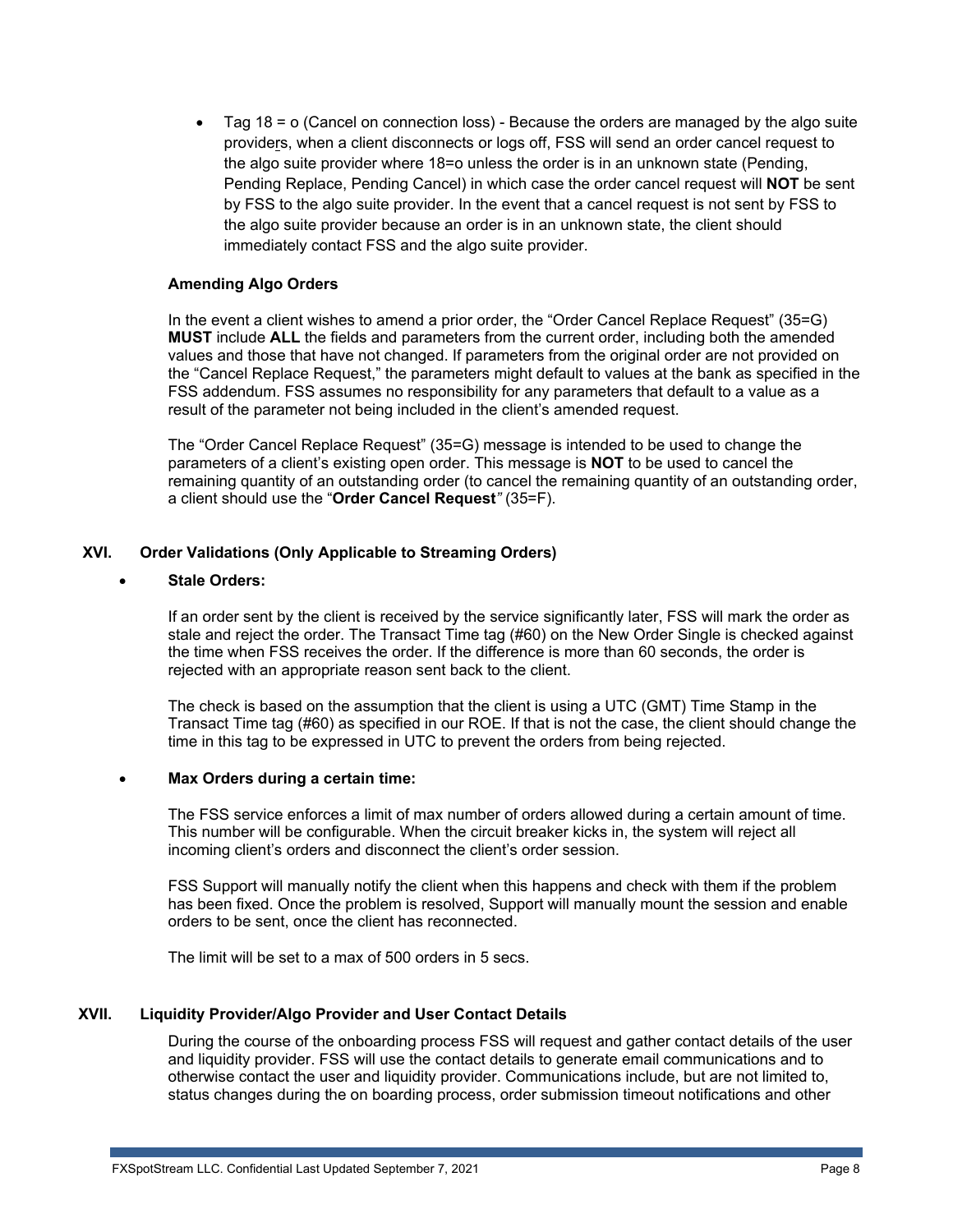- Tag 18 = o (Cancel on connection loss) - Because the orders are managed by the algo suite providers, when a client disconnects or logs off, FSS will send an order cancel request to the algo suite provider where 18=o unless the order is in an unknown state (Pending, Pending Replace, Pending Cancel) in which case the order cancel request will **NOT** be sent by FSS to the algo suite provider. In the event that a cancel request is not sent by FSS to the algo suite provider because an order is in an unknown state, the client should immediately contact FSS and the algo suite provider.

**Amending Algo Orders**

In the event a client wishes to amend a prior order, the "Order Cancel Replace Request" (35=G) **MUST** include **ALL** the fields and parameters from the current order, including both the amended values and those that have not changed. If parameters from the original order are not provided on the "Cancel Replace Request," the parameters might default to values at the bank as specified in the FSS addendum. FSS assumes no responsibility for any parameters that default to a value as a result of the parameter not being included in the client's amended request.

The "Order Cancel Replace Request" (35=G) message is intended to be used to change the parameters of a client's existing open order. This message is **NOT** to be used to cancel the remaining quantity of an outstanding order (to cancel the remaining quantity of an outstanding order, a client should use the "**Order Cancel Request**" (35=F).

## XVI. Order Validations (Only Applicable to Streaming Orders)

- **Stale Orders:**

  If an order sent by the client is received by the service significantly later, FSS will mark the order as stale and reject the order. The Transact Time tag (#60) on the New Order Single is checked against the time when FSS receives the order. If the difference is more than 60 seconds, the order is rejected with an appropriate reason sent back to the client.

  The check is based on the assumption that the client is using a UTC (GMT) Time Stamp in the Transact Time tag (#60) as specified in our ROE. If that is not the case, the client should change the time in this tag to be expressed in UTC to prevent the orders from being rejected.

- **Max Orders during a certain time:**

  The FSS service enforces a limit of max number of orders allowed during a certain amount of time. This number will be configurable. When the circuit breaker kicks in, the system will reject all incoming client's orders and disconnect the client's order session.

  FSS Support will manually notify the client when this happens and check with them if the problem has been fixed. Once the problem is resolved, Support will manually mount the session and enable orders to be sent, once the client has reconnected.

  The limit will be set to a max of 500 orders in 5 secs.

## XVII. Liquidity Provider/Algo Provider and User Contact Details

During the course of the onboarding process FSS will request and gather contact details of the user and liquidity provider. FSS will use the contact details to generate email communications and to otherwise contact the user and liquidity provider. Communications include, but are not limited to, status changes during the on boarding process, order submission timeout notifications and other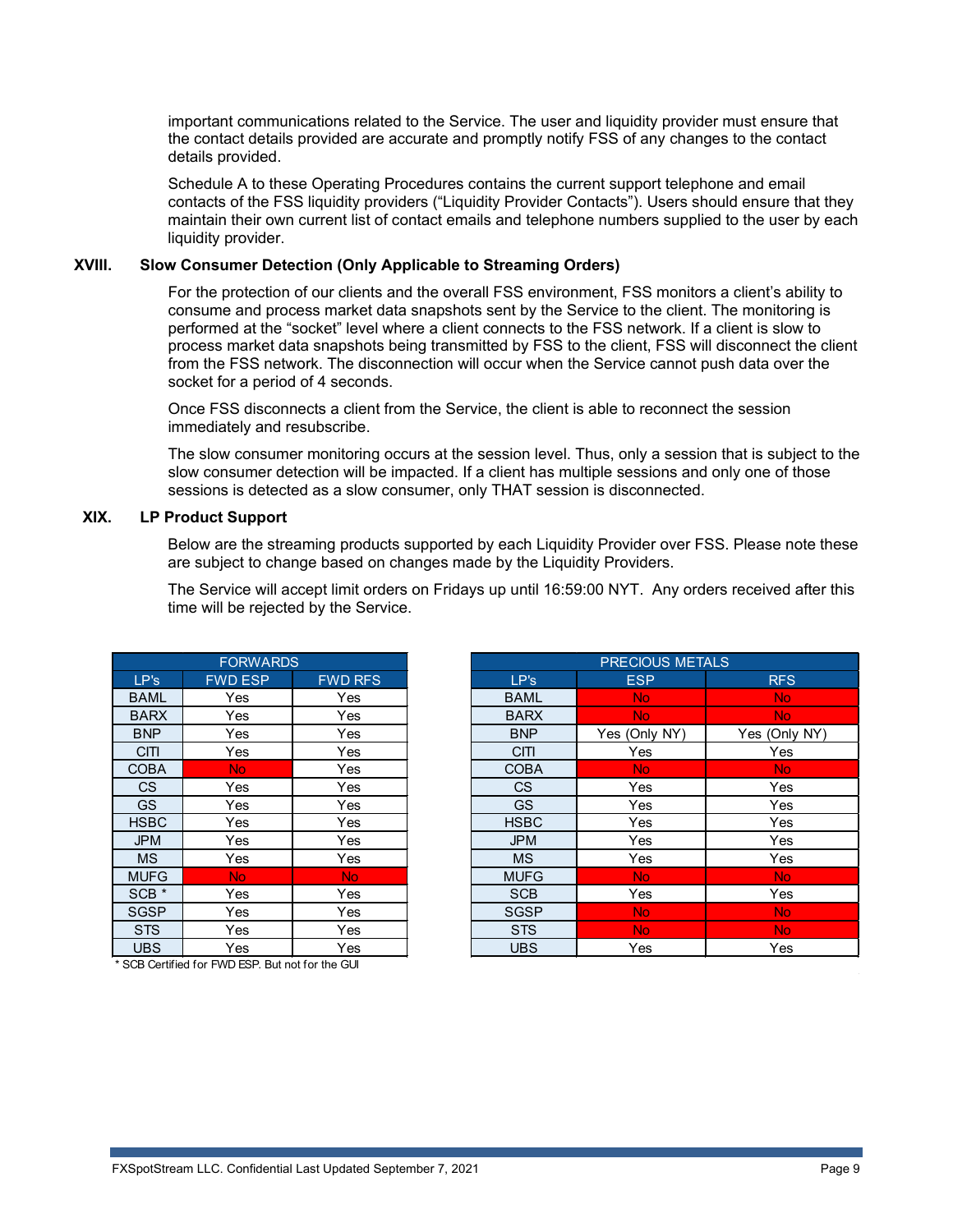important communications related to the Service. The user and liquidity provider must ensure that the contact details provided are accurate and promptly notify FSS of any changes to the contact details provided.

Schedule A to these Operating Procedures contains the current support telephone and email contacts of the FSS liquidity providers ("Liquidity Provider Contacts"). Users should ensure that they maintain their own current list of contact emails and telephone numbers supplied to the user by each liquidity provider.

## XVIII. Slow Consumer Detection (Only Applicable to Streaming Orders)

For the protection of our clients and the overall FSS environment, FSS monitors a client's ability to consume and process market data snapshots sent by the Service to the client. The monitoring is performed at the "socket" level where a client connects to the FSS network. If a client is slow to process market data snapshots being transmitted by FSS to the client, FSS will disconnect the client from the FSS network. The disconnection will occur when the Service cannot push data over the socket for a period of 4 seconds.

Once FSS disconnects a client from the Service, the client is able to reconnect the session immediately and resubscribe.

The slow consumer monitoring occurs at the session level. Thus, only a session that is subject to the slow consumer detection will be impacted. If a client has multiple sessions and only one of those sessions is detected as a slow consumer, only THAT session is disconnected.

## XIX. LP Product Support

Below are the streaming products supported by each Liquidity Provider over FSS. Please note these are subject to change based on changes made by the Liquidity Providers.

The Service will accept limit orders on Fridays up until 16:59:00 NYT. Any orders received after this time will be rejected by the Service.

| FORWARDS | | |
|---|---|---|
| LP's | FWD ESP | FWD RFS |
| BAML | Yes | Yes |
| BARX | Yes | Yes |
| BNP | Yes | Yes |
| CITI | Yes | Yes |
| COBA | No | Yes |
| CS | Yes | Yes |
| GS | Yes | Yes |
| HSBC | Yes | Yes |
| JPM | Yes | Yes |
| MS | Yes | Yes |
| MUFG | No | No |
| SCB * | Yes | Yes |
| SGSP | Yes | Yes |
| STS | Yes | Yes |
| UBS | Yes | Yes |

* SCB Certified for FWD ESP. But not for the GUI

| PRECIOUS METALS | | |
|---|---|---|
| LP's | ESP | RFS |
| BAML | No | No |
| BARX | No | No |
| BNP | Yes (Only NY) | Yes (Only NY) |
| CITI | Yes | Yes |
| COBA | No | No |
| CS | Yes | Yes |
| GS | Yes | Yes |
| HSBC | Yes | Yes |
| JPM | Yes | Yes |
| MS | Yes | Yes |
| MUFG | No | No |
| SCB | Yes | Yes |
| SGSP | No | No |
| STS | No | No |
| UBS | Yes | Yes |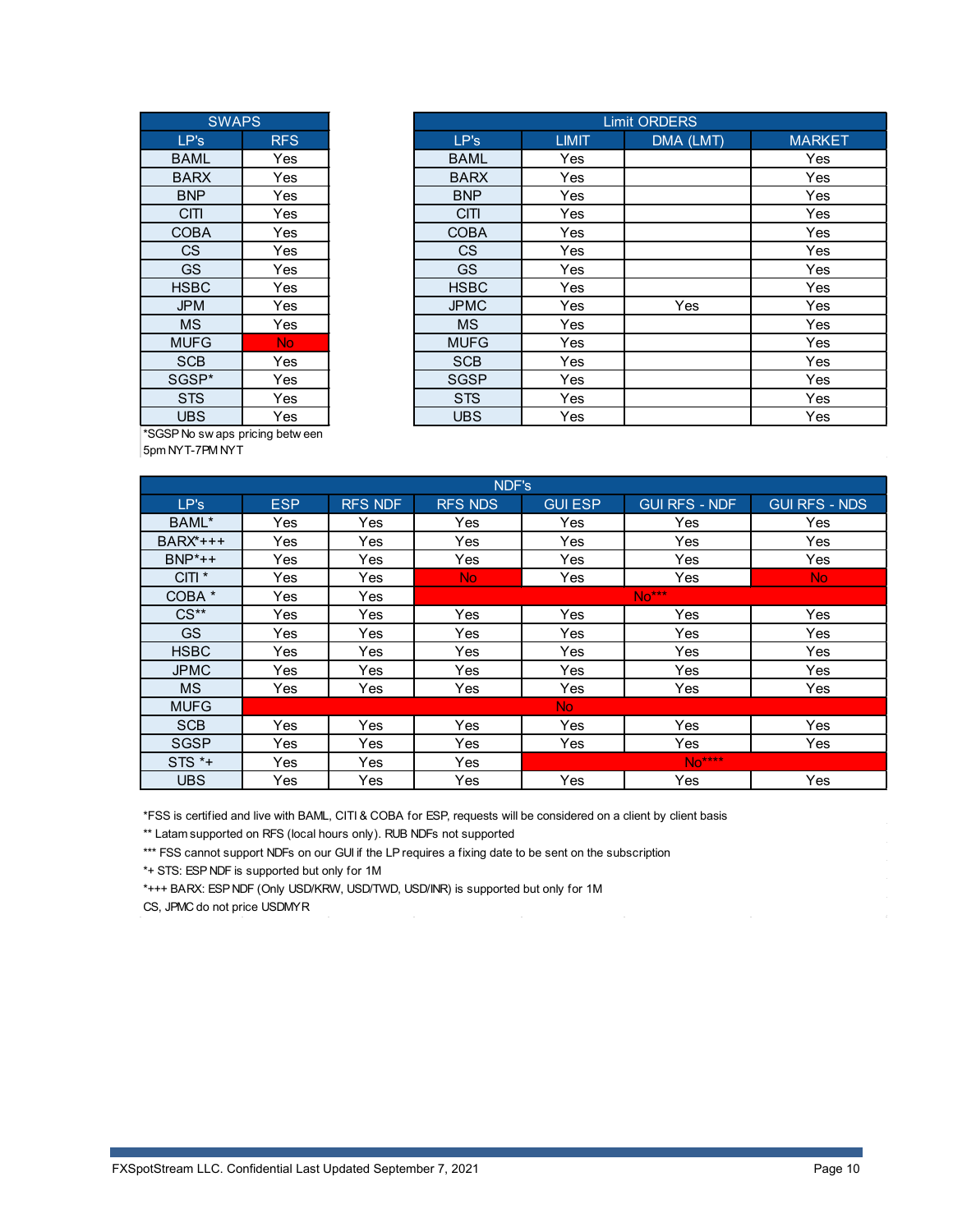| SWAPS | |
|---|---|
| LP's | RFS |
| BAML | Yes |
| BARX | Yes |
| BNP | Yes |
| CITI | Yes |
| COBA | Yes |
| CS | Yes |
| GS | Yes |
| HSBC | Yes |
| JPM | Yes |
| MS | Yes |
| MUFG | No |
| SCB | Yes |
| SGSP* | Yes |
| STS | Yes |
| UBS | Yes |

*SGSP No swaps pricing between 5pm NYT-7PM NYT

| Limit ORDERS | | | |
|---|---|---|---|
| LP's | LIMIT | DMA (LMT) | MARKET |
| BAML | Yes | | Yes |
| BARX | Yes | | Yes |
| BNP | Yes | | Yes |
| CITI | Yes | | Yes |
| COBA | Yes | | Yes |
| CS | Yes | | Yes |
| GS | Yes | | Yes |
| HSBC | Yes | | Yes |
| JPMC | Yes | Yes | Yes |
| MS | Yes | | Yes |
| MUFG | Yes | | Yes |
| SCB | Yes | | Yes |
| SGSP | Yes | | Yes |
| STS | Yes | | Yes |
| UBS | Yes | | Yes |

| NDF's | | | | | | |
|---|---|---|---|---|---|---|
| LP's | ESP | RFS NDF | RFS NDS | GUI ESP | GUI RFS - NDF | GUI RFS - NDS |
| BAML* | Yes | Yes | Yes | Yes | Yes | Yes |
| BARX*+++ | Yes | Yes | Yes | Yes | Yes | Yes |
| BNP*++ | Yes | Yes | Yes | Yes | Yes | Yes |
| CITI * | Yes | Yes | No | Yes | Yes | No |
| COBA * | Yes | Yes | No*** | | | |
| CS** | Yes | Yes | Yes | Yes | Yes | Yes |
| GS | Yes | Yes | Yes | Yes | Yes | Yes |
| HSBC | Yes | Yes | Yes | Yes | Yes | Yes |
| JPMC | Yes | Yes | Yes | Yes | Yes | Yes |
| MS | Yes | Yes | Yes | Yes | Yes | Yes |
| MUFG | No | | | | | |
| SCB | Yes | Yes | Yes | Yes | Yes | Yes |
| SGSP | Yes | Yes | Yes | Yes | Yes | Yes |
| STS *+ | Yes | Yes | Yes | No**** | | |
| UBS | Yes | Yes | Yes | Yes | Yes | Yes |

*FSS is certified and live with BAML, CITI & COBA for ESP, requests will be considered on a client by client basis

** Latam supported on RFS (local hours only). RUB NDFs not supported

*** FSS cannot support NDFs on our GUI if the LP requires a fixing date to be sent on the subscription

*+ STS: ESP NDF is supported but only for 1M

*+++ BARX: ESP NDF (Only USD/KRW, USD/TWD, USD/INR) is supported but only for 1M

CS, JPMC do not price USDMYR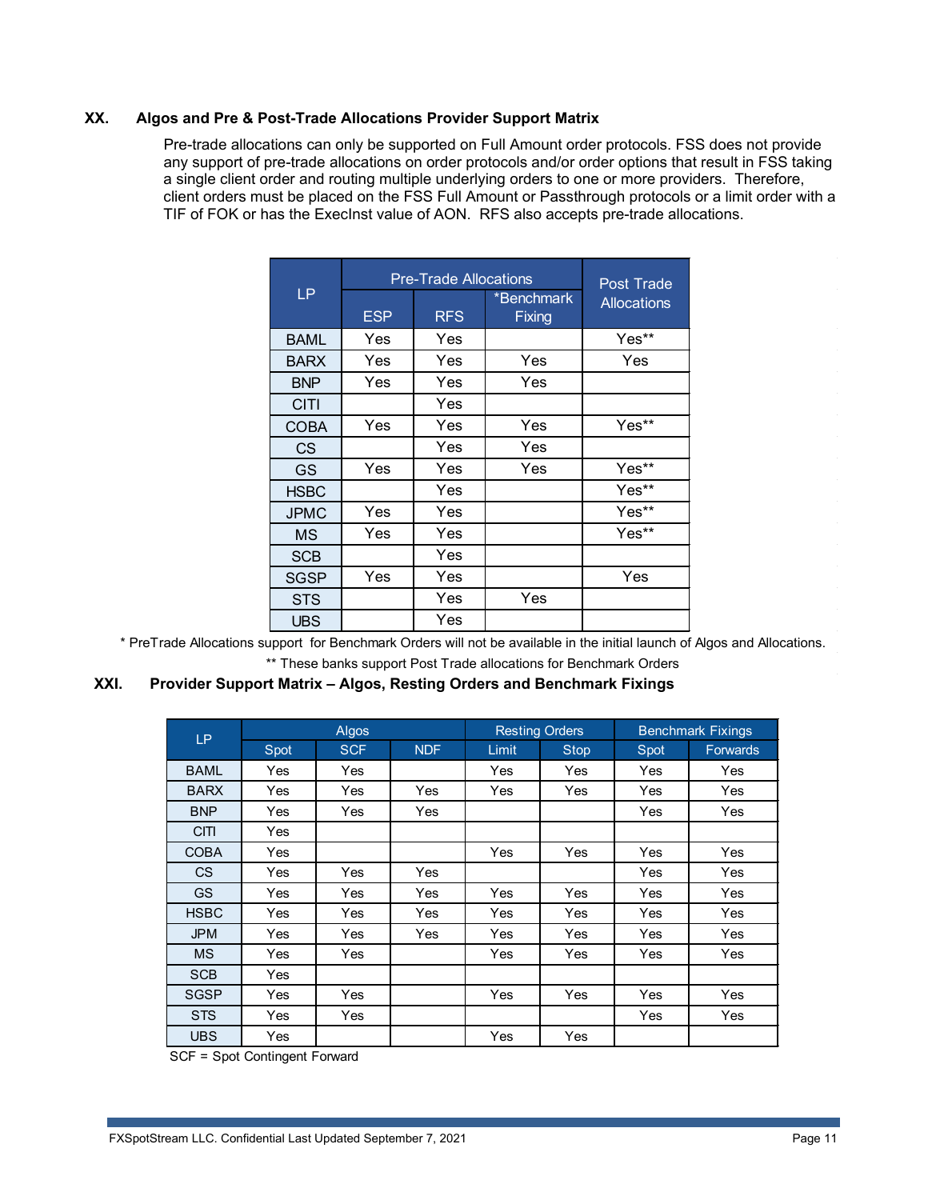## XX. Algos and Pre & Post-Trade Allocations Provider Support Matrix

Pre-trade allocations can only be supported on Full Amount order protocols. FSS does not provide any support of pre-trade allocations on order protocols and/or order options that result in FSS taking a single client order and routing multiple underlying orders to one or more providers. Therefore, client orders must be placed on the FSS Full Amount or Passthrough protocols or a limit order with a TIF of FOK or has the ExecInst value of AON. RFS also accepts pre-trade allocations.

| LP | Pre-Trade Allocations | | | Post Trade Allocations |
|---|---|---|---|---|
| | ESP | RFS | *Benchmark Fixing | |
| BAML | Yes | Yes | | Yes** |
| BARX | Yes | Yes | Yes | Yes |
| BNP | Yes | Yes | Yes | |
| CITI | | Yes | | |
| COBA | Yes | Yes | Yes | Yes** |
| CS | | Yes | Yes | |
| GS | Yes | Yes | Yes | Yes** |
| HSBC | | Yes | | Yes** |
| JPMC | Yes | Yes | | Yes** |
| MS | Yes | Yes | | Yes** |
| SCB | | Yes | | |
| SGSP | Yes | Yes | | Yes |
| STS | | Yes | Yes | |
| UBS | | Yes | | |

* PreTrade Allocations support for Benchmark Orders will not be available in the initial launch of Algos and Allocations.

** These banks support Post Trade allocations for Benchmark Orders

## XXI. Provider Support Matrix – Algos, Resting Orders and Benchmark Fixings

| LP | Algos | | | Resting Orders | | Benchmark Fixings | |
|---|---|---|---|---|---|---|---|
| | Spot | SCF | NDF | Limit | Stop | Spot | Forwards |
| BAML | Yes | Yes | | Yes | Yes | Yes | Yes |
| BARX | Yes | Yes | Yes | Yes | Yes | Yes | Yes |
| BNP | Yes | Yes | Yes | | | Yes | Yes |
| CITI | Yes | | | | | | |
| COBA | Yes | | | Yes | Yes | Yes | Yes |
| CS | Yes | Yes | Yes | | | Yes | Yes |
| GS | Yes | Yes | Yes | Yes | Yes | Yes | Yes |
| HSBC | Yes | Yes | Yes | Yes | Yes | Yes | Yes |
| JPM | Yes | Yes | Yes | Yes | Yes | Yes | Yes |
| MS | Yes | Yes | | Yes | Yes | Yes | Yes |
| SCB | Yes | | | | | | |
| SGSP | Yes | Yes | | Yes | Yes | Yes | Yes |
| STS | Yes | Yes | | | | Yes | Yes |
| UBS | Yes | | | Yes | Yes | | |

SCF = Spot Contingent Forward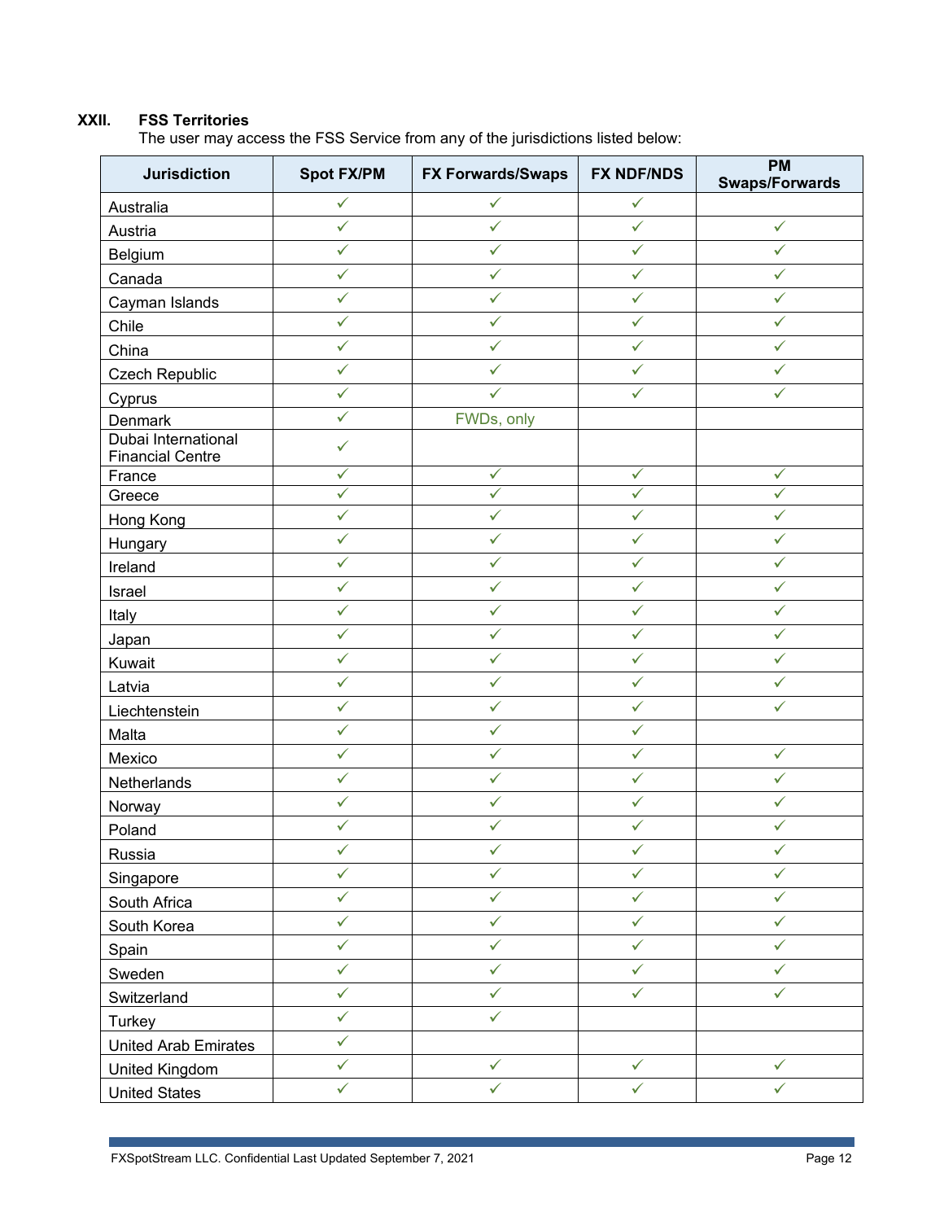## XXII. FSS Territories

The user may access the FSS Service from any of the jurisdictions listed below:

| Jurisdiction | Spot FX/PM | FX Forwards/Swaps | FX NDF/NDS | PM Swaps/Forwards |
|---|---|---|---|---|
| Australia | ✓ | ✓ | ✓ | |
| Austria | ✓ | ✓ | ✓ | ✓ |
| Belgium | ✓ | ✓ | ✓ | ✓ |
| Canada | ✓ | ✓ | ✓ | ✓ |
| Cayman Islands | ✓ | ✓ | ✓ | ✓ |
| Chile | ✓ | ✓ | ✓ | ✓ |
| China | ✓ | ✓ | ✓ | ✓ |
| Czech Republic | ✓ | ✓ | ✓ | ✓ |
| Cyprus | ✓ | ✓ | ✓ | ✓ |
| Denmark | ✓ | FWDs, only | | |
| Dubai International Financial Centre | ✓ | | | |
| France | ✓ | ✓ | ✓ | ✓ |
| Greece | ✓ | ✓ | ✓ | ✓ |
| Hong Kong | ✓ | ✓ | ✓ | ✓ |
| Hungary | ✓ | ✓ | ✓ | ✓ |
| Ireland | ✓ | ✓ | ✓ | ✓ |
| Israel | ✓ | ✓ | ✓ | ✓ |
| Italy | ✓ | ✓ | ✓ | ✓ |
| Japan | ✓ | ✓ | ✓ | ✓ |
| Kuwait | ✓ | ✓ | ✓ | ✓ |
| Latvia | ✓ | ✓ | ✓ | ✓ |
| Liechtenstein | ✓ | ✓ | ✓ | ✓ |
| Malta | ✓ | ✓ | ✓ | |
| Mexico | ✓ | ✓ | ✓ | ✓ |
| Netherlands | ✓ | ✓ | ✓ | ✓ |
| Norway | ✓ | ✓ | ✓ | ✓ |
| Poland | ✓ | ✓ | ✓ | ✓ |
| Russia | ✓ | ✓ | ✓ | ✓ |
| Singapore | ✓ | ✓ | ✓ | ✓ |
| South Africa | ✓ | ✓ | ✓ | ✓ |
| South Korea | ✓ | ✓ | ✓ | ✓ |
| Spain | ✓ | ✓ | ✓ | ✓ |
| Sweden | ✓ | ✓ | ✓ | ✓ |
| Switzerland | ✓ | ✓ | ✓ | ✓ |
| Turkey | ✓ | ✓ | | |
| United Arab Emirates | ✓ | | | |
| United Kingdom | ✓ | ✓ | ✓ | ✓ |
| United States | ✓ | ✓ | ✓ | ✓ |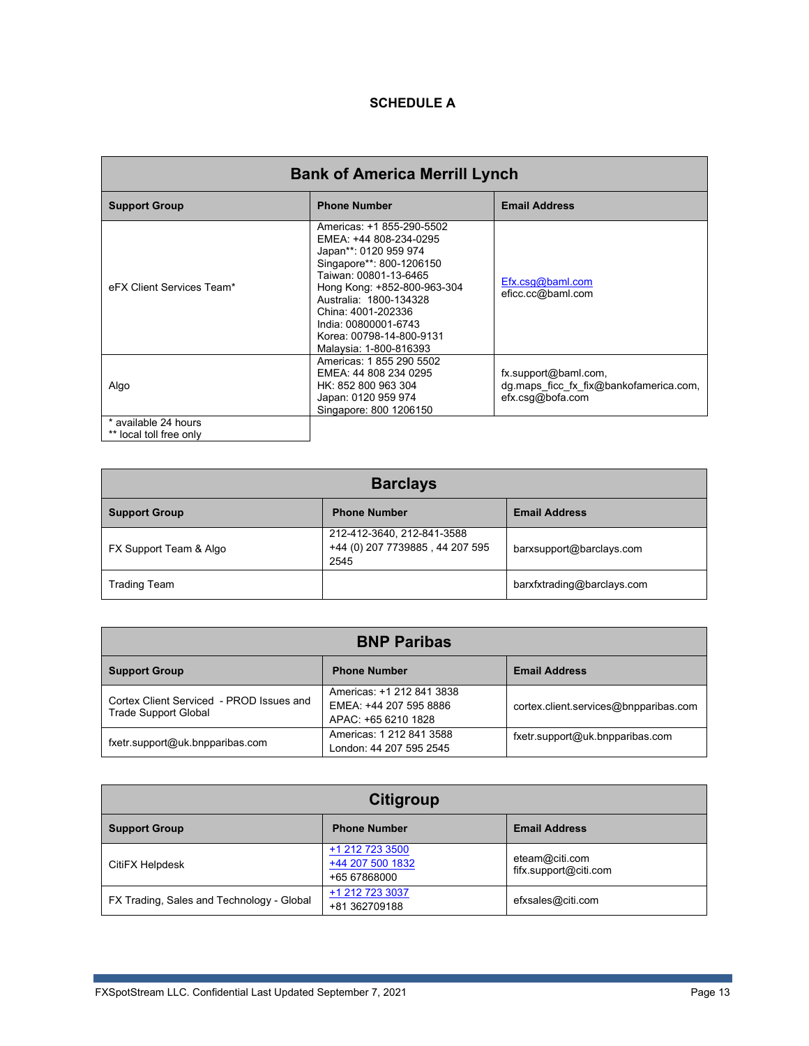# SCHEDULE A

| Bank of America Merrill Lynch | | |
|---|---|---|
| **Support Group** | **Phone Number** | **Email Address** |
| eFX Client Services Team* | Americas: +1 855-290-5502<br>EMEA: +44 808-234-0295<br>Japan**: 0120 959 974<br>Singapore**: 800-1206150<br>Taiwan: 00801-13-6465<br>Hong Kong: +852-800-963-304<br>Australia: 1800-134328<br>China: 4001-202336<br>India: 00800001-6743<br>Korea: 00798-14-800-9131<br>Malaysia: 1-800-816393 | Efx.csg@baml.com<br>eficc.cc@baml.com |
| Algo | Americas: 1 855 290 5502<br>EMEA: 44 808 234 0295<br>HK: 852 800 963 304<br>Japan: 0120 959 974<br>Singapore: 800 1206150 | fx.support@baml.com,<br>dg.maps_ficc_fx_fix@bankofamerica.com,<br>efx.csg@bofa.com |

* available 24 hours
** local toll free only

| Barclays | | |
|---|---|---|
| **Support Group** | **Phone Number** | **Email Address** |
| FX Support Team & Algo | 212-412-3640, 212-841-3588<br>+44 (0) 207 7739885 , 44 207 595 2545 | barxsupport@barclays.com |
| Trading Team | | barxfxtrading@barclays.com |

| BNP Paribas | | |
|---|---|---|
| **Support Group** | **Phone Number** | **Email Address** |
| Cortex Client Serviced - PROD Issues and Trade Support Global | Americas: +1 212 841 3838<br>EMEA: +44 207 595 8886<br>APAC: +65 6210 1828 | cortex.client.services@bnpparibas.com |
| fxetr.support@uk.bnpparibas.com | Americas: 1 212 841 3588<br>London: 44 207 595 2545 | fxetr.support@uk.bnpparibas.com |

| Citigroup | | |
|---|---|---|
| **Support Group** | **Phone Number** | **Email Address** |
| CitiFX Helpdesk | +1 212 723 3500<br>+44 207 500 1832<br>+65 67868000 | eteam@citi.com<br>fifx.support@citi.com |
| FX Trading, Sales and Technology - Global | +1 212 723 3037<br>+81 362709188 | efxsales@citi.com |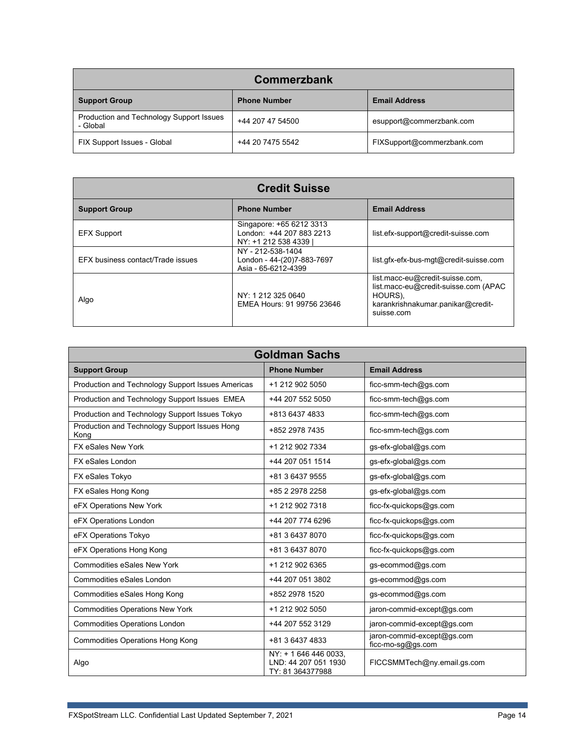| Commerzbank | | |
|---|---|---|
| **Support Group** | **Phone Number** | **Email Address** |
| Production and Technology Support Issues - Global | +44 207 47 54500 | esupport@commerzbank.com |
| FIX Support Issues - Global | +44 20 7475 5542 | FIXSupport@commerzbank.com |

| Credit Suisse | | |
|---|---|---|
| **Support Group** | **Phone Number** | **Email Address** |
| EFX Support | Singapore: +65 6212 3313<br>London: +44 207 883 2213<br>NY: +1 212 538 4339 \| | list.efx-support@credit-suisse.com |
| EFX business contact/Trade issues | NY - 212-538-1404<br>London - 44-(20)7-883-7697<br>Asia - 65-6212-4399 | list.gfx-efx-bus-mgt@credit-suisse.com |
| Algo | NY: 1 212 325 0640<br>EMEA Hours: 91 99756 23646 | list.macc-eu@credit-suisse.com, list.macc-eu@credit-suisse.com (APAC HOURS), karankrishnakumar.panikar@credit-suisse.com |

| Goldman Sachs | | |
|---|---|---|
| **Support Group** | **Phone Number** | **Email Address** |
| Production and Technology Support Issues Americas | +1 212 902 5050 | ficc-smm-tech@gs.com |
| Production and Technology Support Issues EMEA | +44 207 552 5050 | ficc-smm-tech@gs.com |
| Production and Technology Support Issues Tokyo | +813 6437 4833 | ficc-smm-tech@gs.com |
| Production and Technology Support Issues Hong Kong | +852 2978 7435 | ficc-smm-tech@gs.com |
| FX eSales New York | +1 212 902 7334 | gs-efx-global@gs.com |
| FX eSales London | +44 207 051 1514 | gs-efx-global@gs.com |
| FX eSales Tokyo | +81 3 6437 9555 | gs-efx-global@gs.com |
| FX eSales Hong Kong | +85 2 2978 2258 | gs-efx-global@gs.com |
| eFX Operations New York | +1 212 902 7318 | ficc-fx-quickops@gs.com |
| eFX Operations London | +44 207 774 6296 | ficc-fx-quickops@gs.com |
| eFX Operations Tokyo | +81 3 6437 8070 | ficc-fx-quickops@gs.com |
| eFX Operations Hong Kong | +81 3 6437 8070 | ficc-fx-quickops@gs.com |
| Commodities eSales New York | +1 212 902 6365 | gs-ecommod@gs.com |
| Commodities eSales London | +44 207 051 3802 | gs-ecommod@gs.com |
| Commodities eSales Hong Kong | +852 2978 1520 | gs-ecommod@gs.com |
| Commodities Operations New York | +1 212 902 5050 | jaron-commid-except@gs.com |
| Commodities Operations London | +44 207 552 3129 | jaron-commid-except@gs.com |
| Commodities Operations Hong Kong | +81 3 6437 4833 | jaron-commid-except@gs.com<br>ficc-mo-sg@gs.com |
| Algo | NY: + 1 646 446 0033,<br>LND: 44 207 051 1930<br>TY: 81 364377988 | FICCSMMTech@ny.email.gs.com |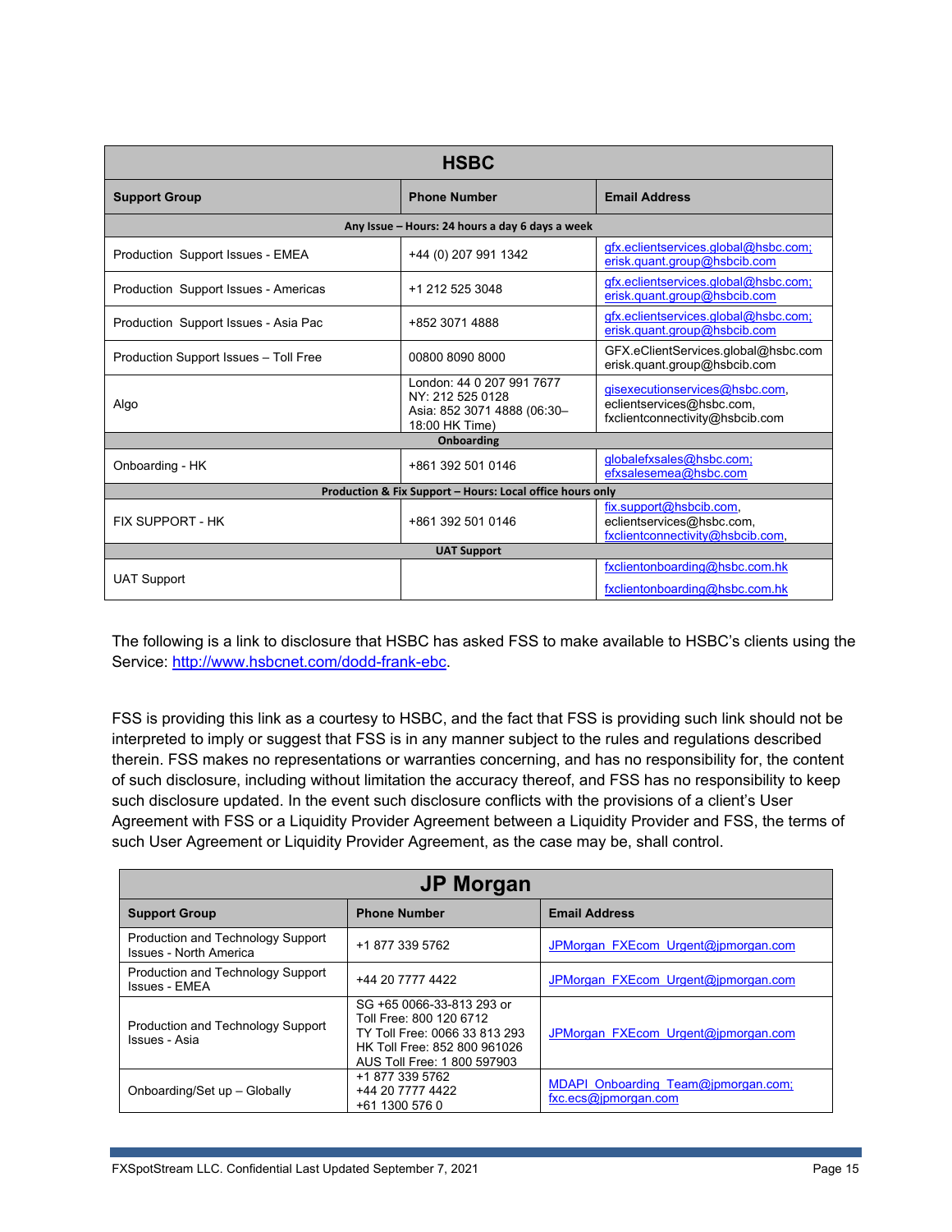| HSBC | | |
|---|---|---|
| **Support Group** | **Phone Number** | **Email Address** |
| **Any Issue – Hours: 24 hours a day 6 days a week** | | |
| Production Support Issues - EMEA | +44 (0) 207 991 1342 | gfx.eclientservices.global@hsbc.com; erisk.quant.group@hsbcib.com |
| Production Support Issues - Americas | +1 212 525 3048 | gfx.eclientservices.global@hsbc.com; erisk.quant.group@hsbcib.com |
| Production Support Issues - Asia Pac | +852 3071 4888 | gfx.eclientservices.global@hsbc.com; erisk.quant.group@hsbcib.com |
| Production Support Issues – Toll Free | 00800 8090 8000 | GFX.eClientServices.global@hsbc.com erisk.quant.group@hsbcib.com |
| Algo | London: 44 0 207 991 7677<br>NY: 212 525 0128<br>Asia: 852 3071 4888 (06:30–18:00 HK Time) | gisexecutionservices@hsbc.com, eclientservices@hsbc.com, fxclientconnectivity@hsbcib.com |
| **Onboarding** | | |
| Onboarding - HK | +861 392 501 0146 | globalefxsales@hsbc.com; efxsalesemea@hsbc.com |
| **Production & Fix Support – Hours: Local office hours only** | | |
| FIX SUPPORT - HK | +861 392 501 0146 | fix.support@hsbcib.com, eclientservices@hsbc.com, fxclientconnectivity@hsbcib.com, |
| **UAT Support** | | |
| UAT Support | | fxclientonboarding@hsbc.com.hk<br>fxclientonboarding@hsbc.com.hk |

The following is a link to disclosure that HSBC has asked FSS to make available to HSBC's clients using the Service: http://www.hsbcnet.com/dodd-frank-ebc.

FSS is providing this link as a courtesy to HSBC, and the fact that FSS is providing such link should not be interpreted to imply or suggest that FSS is in any manner subject to the rules and regulations described therein. FSS makes no representations or warranties concerning, and has no responsibility for, the content of such disclosure, including without limitation the accuracy thereof, and FSS has no responsibility to keep such disclosure updated. In the event such disclosure conflicts with the provisions of a client's User Agreement with FSS or a Liquidity Provider Agreement between a Liquidity Provider and FSS, the terms of such User Agreement or Liquidity Provider Agreement, as the case may be, shall control.

| JP Morgan | | |
|---|---|---|
| **Support Group** | **Phone Number** | **Email Address** |
| Production and Technology Support Issues - North America | +1 877 339 5762 | JPMorgan_FXEcom_Urgent@jpmorgan.com |
| Production and Technology Support Issues - EMEA | +44 20 7777 4422 | JPMorgan_FXEcom_Urgent@jpmorgan.com |
| Production and Technology Support Issues - Asia | SG +65 0066-33-813 293 or<br>Toll Free: 800 120 6712<br>TY Toll Free: 0066 33 813 293<br>HK Toll Free: 852 800 961026<br>AUS Toll Free: 1 800 597903 | JPMorgan_FXEcom_Urgent@jpmorgan.com |
| Onboarding/Set up – Globally | +1 877 339 5762<br>+44 20 7777 4422<br>+61 1300 576 0 | MDAPI_Onboarding_Team@jpmorgan.com; fxc.ecs@jpmorgan.com |

FXSpotStream LLC. Confidential Last Updated September 7, 2021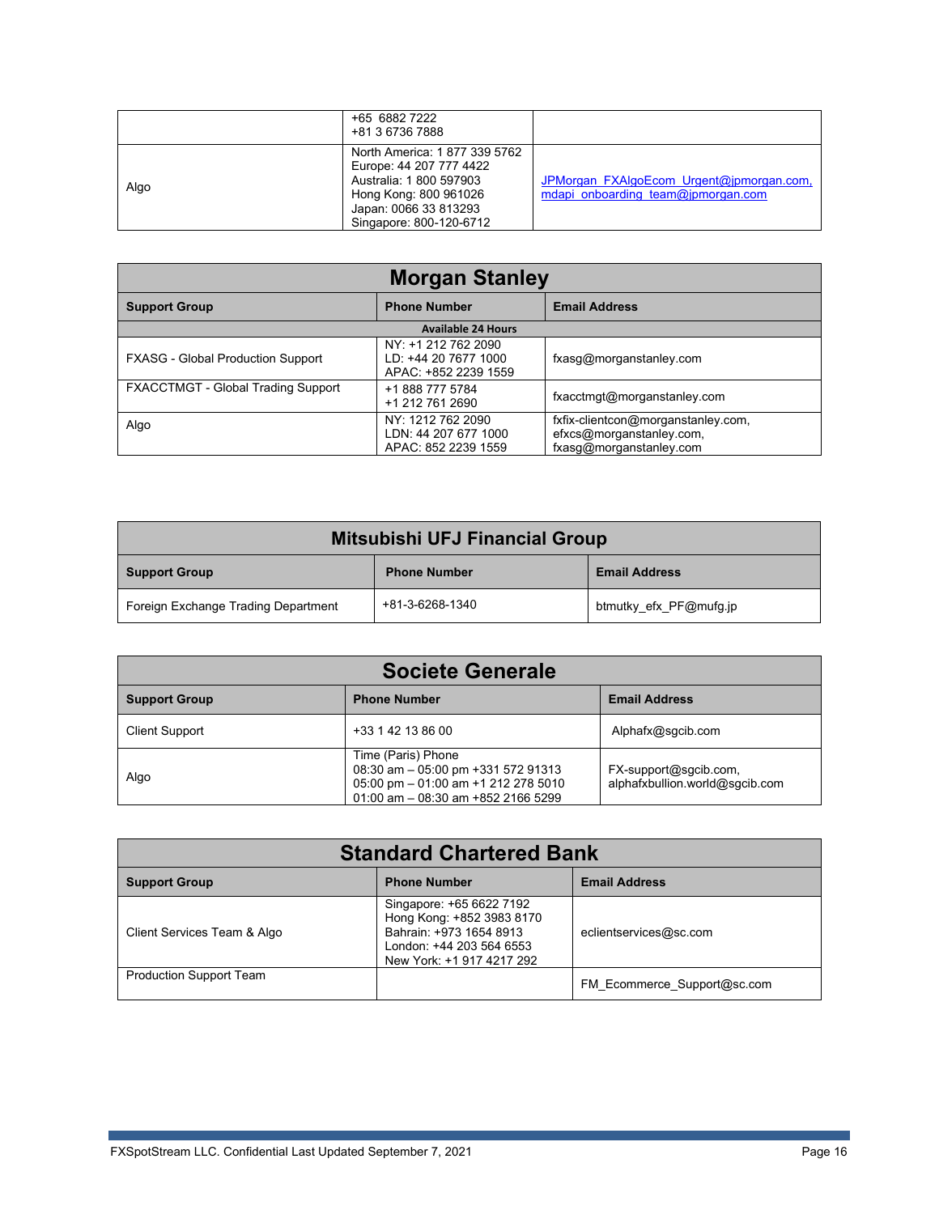| | | |
|---|---|---|
| | +65 6882 7222<br>+81 3 6736 7888 | |
| Algo | North America: 1 877 339 5762<br>Europe: 44 207 777 4422<br>Australia: 1 800 597903<br>Hong Kong: 800 961026<br>Japan: 0066 33 813293<br>Singapore: 800-120-6712 | JPMorgan_FXAlgoEcom_Urgent@jpmorgan.com,<br>mdapi_onboarding_team@jpmorgan.com |

## Morgan Stanley

| Support Group | Phone Number | Email Address |
|---|---|---|
| **Available 24 Hours** | | |
| FXASG - Global Production Support | NY: +1 212 762 2090<br>LD: +44 20 7677 1000<br>APAC: +852 2239 1559 | fxasg@morganstanley.com |
| FXACCTMGT - Global Trading Support | +1 888 777 5784<br>+1 212 761 2690 | fxacctmgt@morganstanley.com |
| Algo | NY: 1212 762 2090<br>LDN: 44 207 677 1000<br>APAC: 852 2239 1559 | fxfix-clientcon@morganstanley.com,<br>efxcs@morganstanley.com,<br>fxasg@morganstanley.com |

## Mitsubishi UFJ Financial Group

| Support Group | Phone Number | Email Address |
|---|---|---|
| Foreign Exchange Trading Department | +81-3-6268-1340 | btmutky_efx_PF@mufg.jp |

## Societe Generale

| Support Group | Phone Number | Email Address |
|---|---|---|
| Client Support | +33 1 42 13 86 00 | Alphafx@sgcib.com |
| Algo | Time (Paris) Phone<br>08:30 am – 05:00 pm +331 572 91313<br>05:00 pm – 01:00 am +1 212 278 5010<br>01:00 am – 08:30 am +852 2166 5299 | FX-support@sgcib.com,<br>alphafxbullion.world@sgcib.com |

## Standard Chartered Bank

| Support Group | Phone Number | Email Address |
|---|---|---|
| Client Services Team & Algo | Singapore: +65 6622 7192<br>Hong Kong: +852 3983 8170<br>Bahrain: +973 1654 8913<br>London: +44 203 564 6553<br>New York: +1 917 4217 292 | eclientservices@sc.com |
| Production Support Team | | FM_Ecommerce_Support@sc.com |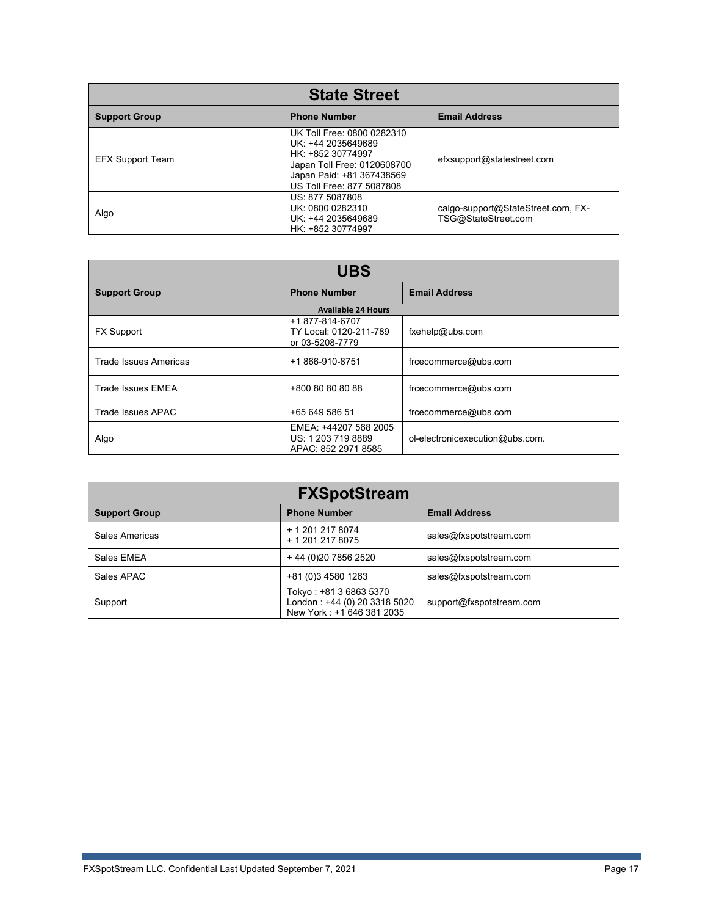| State Street | | |
|---|---|---|
| **Support Group** | **Phone Number** | **Email Address** |
| EFX Support Team | UK Toll Free: 0800 0282310<br>UK: +44 2035649689<br>HK: +852 30774997<br>Japan Toll Free: 0120608700<br>Japan Paid: +81 367438569<br>US Toll Free: 877 5087808 | efxsupport@statestreet.com |
| Algo | US: 877 5087808<br>UK: 0800 0282310<br>UK: +44 2035649689<br>HK: +852 30774997 | calgo-support@StateStreet.com, FX-TSG@StateStreet.com |

| UBS | | |
|---|---|---|
| **Support Group** | **Phone Number** | **Email Address** |
| **Available 24 Hours** | | |
| FX Support | +1 877-814-6707<br>TY Local: 0120-211-789 or 03-5208-7779 | fxehelp@ubs.com |
| Trade Issues Americas | +1 866-910-8751 | frcecommerce@ubs.com |
| Trade Issues EMEA | +800 80 80 80 88 | frcecommerce@ubs.com |
| Trade Issues APAC | +65 649 586 51 | frcecommerce@ubs.com |
| Algo | EMEA: +44207 568 2005<br>US: 1 203 719 8889<br>APAC: 852 2971 8585 | ol-electronicexecution@ubs.com. |

| FXSpotStream | | |
|---|---|---|
| **Support Group** | **Phone Number** | **Email Address** |
| Sales Americas | + 1 201 217 8074<br>+ 1 201 217 8075 | sales@fxspotstream.com |
| Sales EMEA | + 44 (0)20 7856 2520 | sales@fxspotstream.com |
| Sales APAC | +81 (0)3 4580 1263 | sales@fxspotstream.com |
| Support | Tokyo : +81 3 6863 5370<br>London : +44 (0) 20 3318 5020<br>New York : +1 646 381 2035 | support@fxspotstream.com |